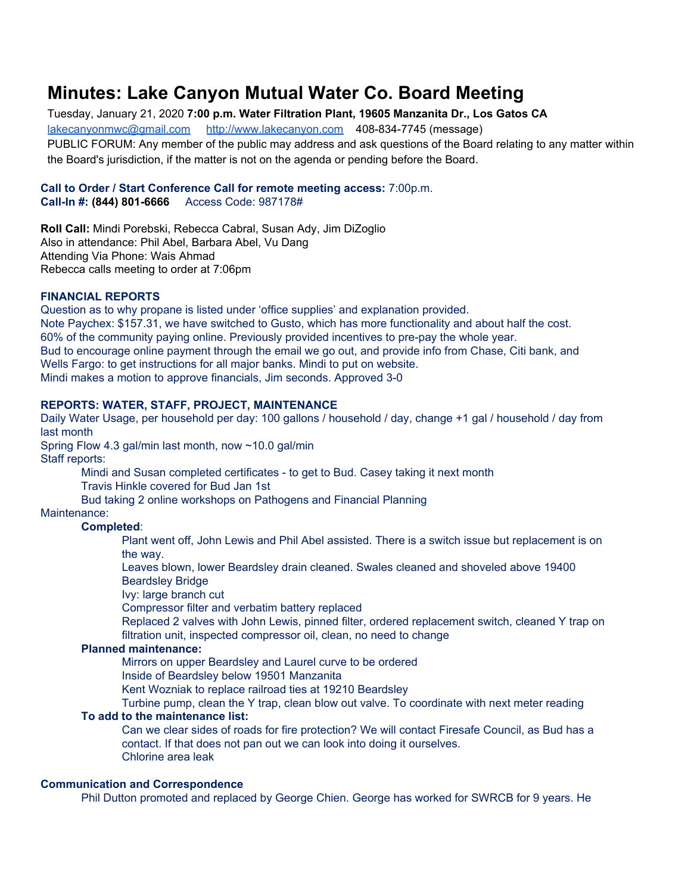# Minutes: Lake Canyon Mutual Water Co. Board Meeting

Tuesday, January 21, 2020 **7:00 p.m. Water Filtration Plant, 19605 Manzanita Dr., Los Gatos CA**

lakecanyonmwc@gmail.com     http://www.lakecanyon.com     408-834-7745 (message)

PUBLIC FORUM: Any member of the public may address and ask questions of the Board relating to any matter within the Board's jurisdiction, if the matter is not on the agenda or pending before the Board.

**Call to Order / Start Conference Call for remote meeting access:** 7:00p.m.
**Call-In #: (844) 801-6666**     Access Code: 987178#

**Roll Call:** Mindi Porebski, Rebecca Cabral, Susan Ady, Jim DiZoglio
Also in attendance: Phil Abel, Barbara Abel, Vu Dang
Attending Via Phone: Wais Ahmad
Rebecca calls meeting to order at 7:06pm

**FINANCIAL REPORTS**

Question as to why propane is listed under 'office supplies' and explanation provided.
Note Paychex: $157.31, we have switched to Gusto, which has more functionality and about half the cost.
60% of the community paying online. Previously provided incentives to pre-pay the whole year.
Bud to encourage online payment through the email we go out, and provide info from Chase, Citi bank, and Wells Fargo: to get instructions for all major banks. Mindi to put on website.
Mindi makes a motion to approve financials, Jim seconds. Approved 3-0

**REPORTS: WATER, STAFF, PROJECT, MAINTENANCE**

Daily Water Usage, per household per day: 100 gallons / household / day, change +1 gal / household / day from last month
Spring Flow 4.3 gal/min last month, now ~10.0 gal/min
Staff reports:

- Mindi and Susan completed certificates - to get to Bud. Casey taking it next month
- Travis Hinkle covered for Bud Jan 1st
- Bud taking 2 online workshops on Pathogens and Financial Planning

Maintenance:

- **Completed**:
  - Plant went off, John Lewis and Phil Abel assisted. There is a switch issue but replacement is on the way.
  - Leaves blown, lower Beardsley drain cleaned. Swales cleaned and shoveled above 19400 Beardsley Bridge
  - Ivy: large branch cut
  - Compressor filter and verbatim battery replaced
  - Replaced 2 valves with John Lewis, pinned filter, ordered replacement switch, cleaned Y trap on filtration unit, inspected compressor oil, clean, no need to change
- **Planned maintenance:**
  - Mirrors on upper Beardsley and Laurel curve to be ordered
  - Inside of Beardsley below 19501 Manzanita
  - Kent Wozniak to replace railroad ties at 19210 Beardsley
  - Turbine pump, clean the Y trap, clean blow out valve. To coordinate with next meter reading
- **To add to the maintenance list:**
  - Can we clear sides of roads for fire protection? We will contact Firesafe Council, as Bud has a contact. If that does not pan out we can look into doing it ourselves.
  - Chlorine area leak

**Communication and Correspondence**

Phil Dutton promoted and replaced by George Chien. George has worked for SWRCB for 9 years. He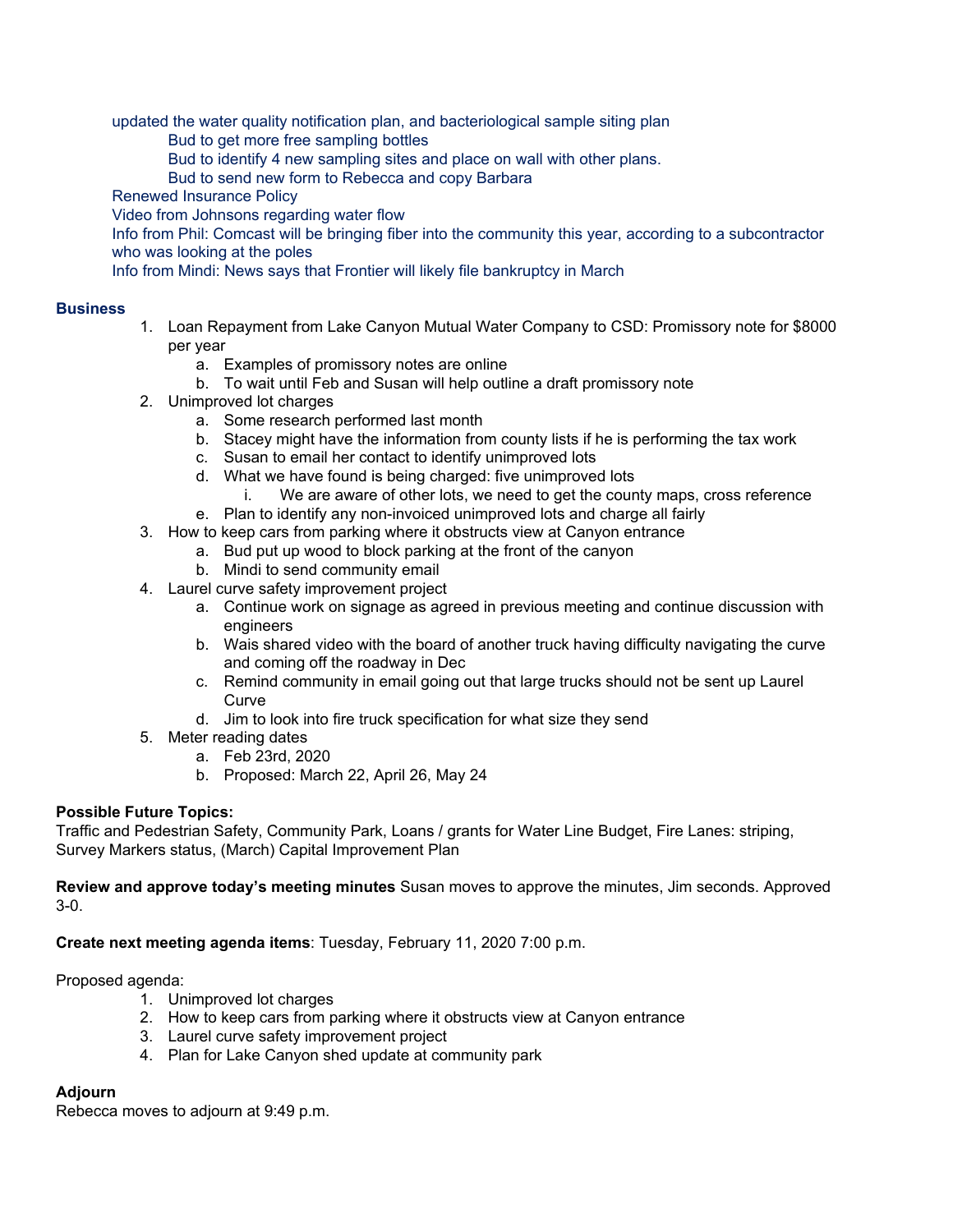updated the water quality notification plan, and bacteriological sample siting plan

- Bud to get more free sampling bottles
- Bud to identify 4 new sampling sites and place on wall with other plans.
- Bud to send new form to Rebecca and copy Barbara

Renewed Insurance Policy

Video from Johnsons regarding water flow

Info from Phil: Comcast will be bringing fiber into the community this year, according to a subcontractor who was looking at the poles

Info from Mindi: News says that Frontier will likely file bankruptcy in March

**Business**

1. Loan Repayment from Lake Canyon Mutual Water Company to CSD: Promissory note for $8000 per year
   a. Examples of promissory notes are online
   b. To wait until Feb and Susan will help outline a draft promissory note
2. Unimproved lot charges
   a. Some research performed last month
   b. Stacey might have the information from county lists if he is performing the tax work
   c. Susan to email her contact to identify unimproved lots
   d. What we have found is being charged: five unimproved lots
      i. We are aware of other lots, we need to get the county maps, cross reference
   e. Plan to identify any non-invoiced unimproved lots and charge all fairly
3. How to keep cars from parking where it obstructs view at Canyon entrance
   a. Bud put up wood to block parking at the front of the canyon
   b. Mindi to send community email
4. Laurel curve safety improvement project
   a. Continue work on signage as agreed in previous meeting and continue discussion with engineers
   b. Wais shared video with the board of another truck having difficulty navigating the curve and coming off the roadway in Dec
   c. Remind community in email going out that large trucks should not be sent up Laurel Curve
   d. Jim to look into fire truck specification for what size they send
5. Meter reading dates
   a. Feb 23rd, 2020
   b. Proposed: March 22, April 26, May 24

**Possible Future Topics:**
Traffic and Pedestrian Safety, Community Park, Loans / grants for Water Line Budget, Fire Lanes: striping, Survey Markers status, (March) Capital Improvement Plan

**Review and approve today's meeting minutes** Susan moves to approve the minutes, Jim seconds. Approved 3-0.

**Create next meeting agenda items**: Tuesday, February 11, 2020 7:00 p.m.

Proposed agenda:

1. Unimproved lot charges
2. How to keep cars from parking where it obstructs view at Canyon entrance
3. Laurel curve safety improvement project
4. Plan for Lake Canyon shed update at community park

**Adjourn**
Rebecca moves to adjourn at 9:49 p.m.